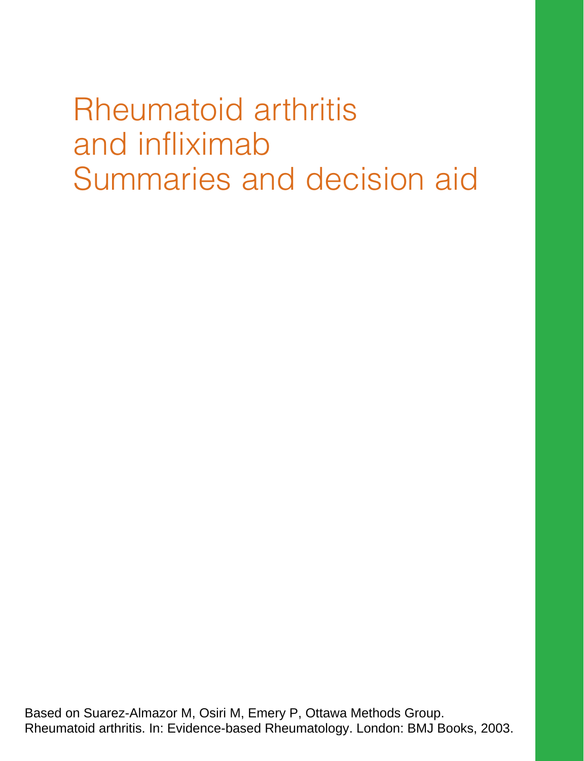# Rheumatoid arthritis and infliximab Summaries and decision aid

Based on Suarez-Almazor M, Osiri M, Emery P, Ottawa Methods Group. Rheumatoid arthritis. In: Evidence-based Rheumatology. London: BMJ Books, 2003.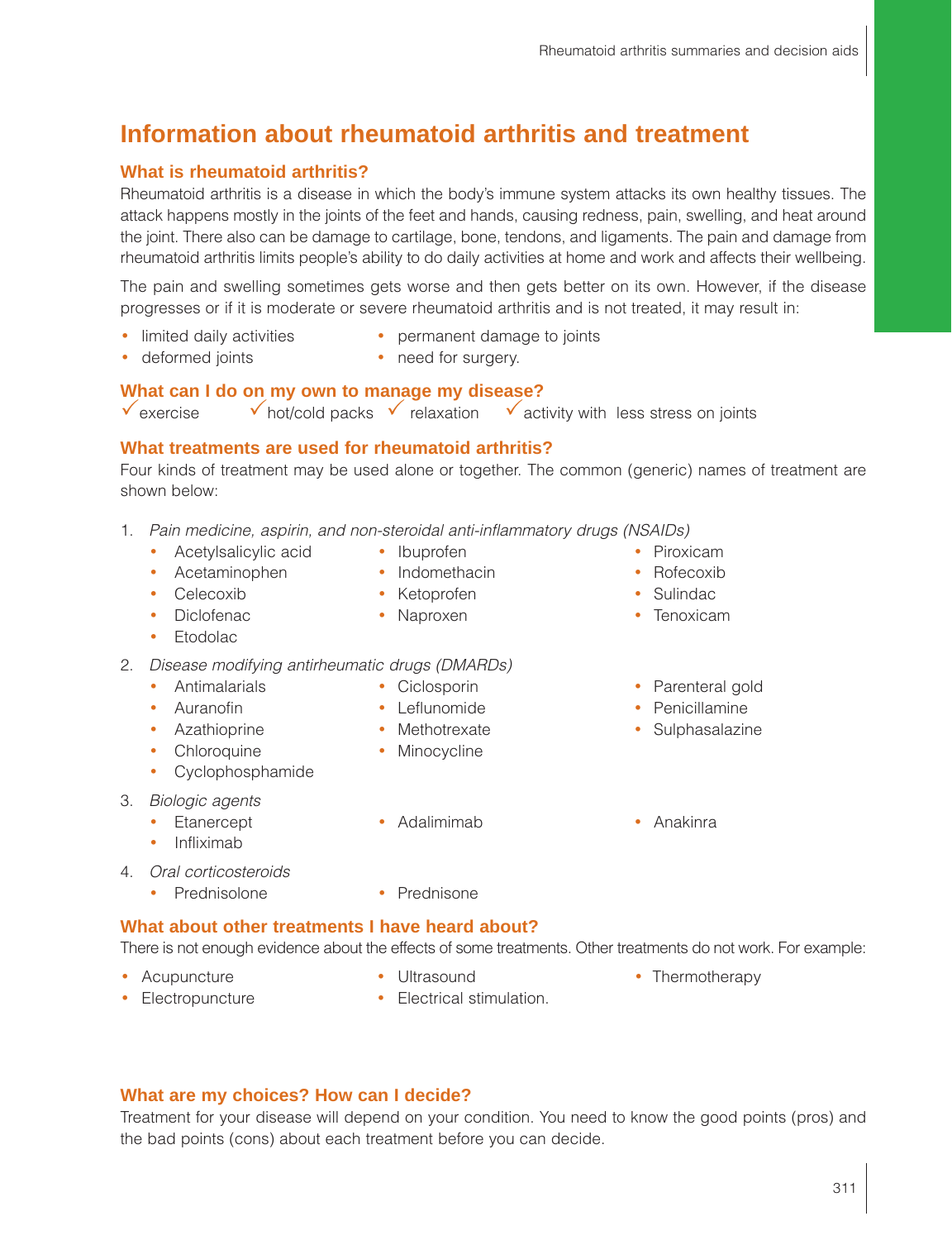# Information about rheumatoid arthritis and treatment

## What is rheumatoid arthritis?

Rheumatoid arthritis is a disease in which the body's immune system attacks its own healthy tissues. The attack happens mostly in the joints of the feet and hands, causing redness, pain, swelling, and heat around the joint. There also can be damage to cartilage, bone, tendons, and ligaments. The pain and damage from rheumatoid arthritis limits people's ability to do daily activities at home and work and affects their wellbeing.

The pain and swelling sometimes gets worse and then gets better on its own. However, if the disease progresses or if it is moderate or severe rheumatoid arthritis and is not treated, it may result in:

- limited daily activities
- deformed joints
- permanent damage to joints
- need for surgery.

## What can I do on my own to manage my disease?

✓ exercise ✓ hot/cold packs ✓ relaxation ✓ activity with less stress on joints

## What treatments are used for rheumatoid arthritis?

Four kinds of treatment may be used alone or together. The common (generic) names of treatment are shown below:

1. *Pain medicine, aspirin, and non-steroidal anti-inflammatory drugs (NSAIDs)*
   - Acetylsalicylic acid
   - Acetaminophen
   - Celecoxib
   - Diclofenac
   - Etodolac
   - Ibuprofen
   - Indomethacin
   - Ketoprofen
   - Naproxen
   - Piroxicam
   - Rofecoxib
   - Sulindac
   - Tenoxicam
2. *Disease modifying antirheumatic drugs (DMARDs)*
   - Antimalarials
   - Auranofin
   - Azathioprine
   - Chloroquine
   - Cyclophosphamide
   - Ciclosporin
   - Leflunomide
   - Methotrexate
   - Minocycline
   - Parenteral gold
   - Penicillamine
   - Sulphasalazine
3. *Biologic agents*
   - Etanercept
   - Infliximab
   - Adalimimab
   - Anakinra
4. *Oral corticosteroids*
   - Prednisolone
   - Prednisone

## What about other treatments I have heard about?

There is not enough evidence about the effects of some treatments. Other treatments do not work. For example:

- Acupuncture
- Electropuncture
- Ultrasound
- Electrical stimulation.
- Thermotherapy

## What are my choices? How can I decide?

Treatment for your disease will depend on your condition. You need to know the good points (pros) and the bad points (cons) about each treatment before you can decide.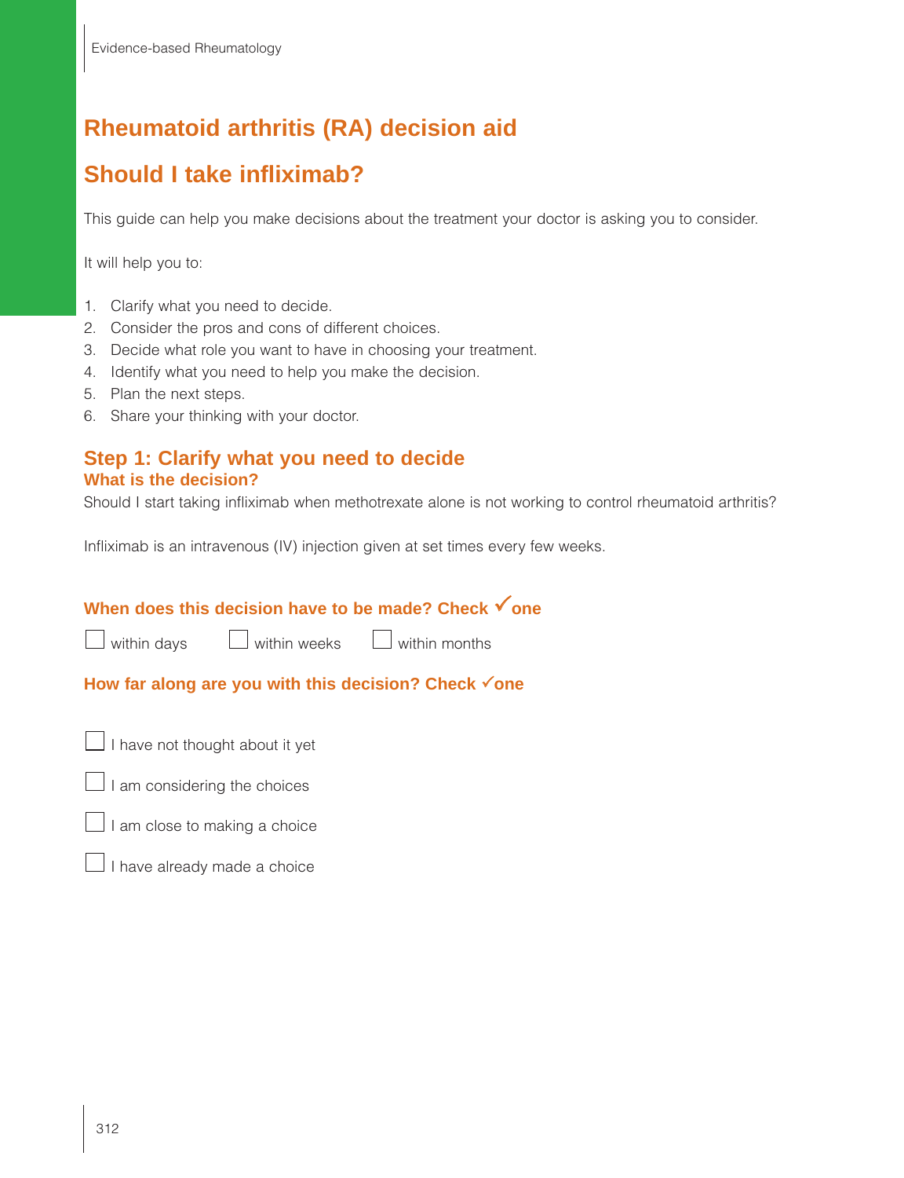# Rheumatoid arthritis (RA) decision aid

## Should I take infliximab?

This guide can help you make decisions about the treatment your doctor is asking you to consider.

It will help you to:

1. Clarify what you need to decide.
2. Consider the pros and cons of different choices.
3. Decide what role you want to have in choosing your treatment.
4. Identify what you need to help you make the decision.
5. Plan the next steps.
6. Share your thinking with your doctor.

## Step 1: Clarify what you need to decide

### What is the decision?

Should I start taking infliximab when methotrexate alone is not working to control rheumatoid arthritis?

Infliximab is an intravenous (IV) injection given at set times every few weeks.

### When does this decision have to be made? Check ✓one

☐ within days ☐ within weeks ☐ within months

### How far along are you with this decision? Check ✓one

☐ I have not thought about it yet

☐ I am considering the choices

☐ I am close to making a choice

☐ I have already made a choice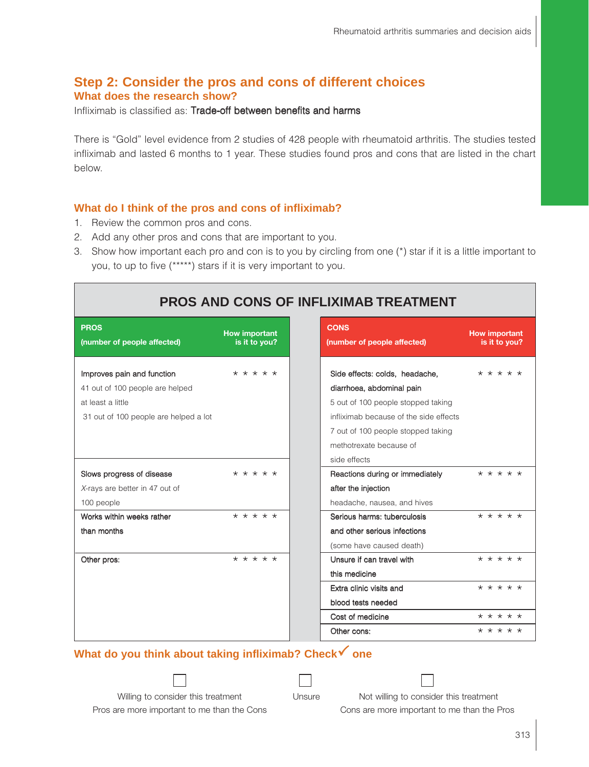## Step 2: Consider the pros and cons of different choices

### What does the research show?

Infliximab is classified as: Trade-off between benefits and harms

There is "Gold" level evidence from 2 studies of 428 people with rheumatoid arthritis. The studies tested infliximab and lasted 6 months to 1 year. These studies found pros and cons that are listed in the chart below.

### What do I think of the pros and cons of infliximab?

1. Review the common pros and cons.
2. Add any other pros and cons that are important to you.
3. Show how important each pro and con is to you by circling from one (*) star if it is a little important to you, to up to five (*****) stars if it is very important to you.

**PROS AND CONS OF INFLIXIMAB TREATMENT**

| PROS (number of people affected) | How important is it to you? |
|---|---|
| Improves pain and function<br>41 out of 100 people are helped at least a little<br>31 out of 100 people are helped a lot | * * * * * |
| Slows progress of disease<br>*X*-rays are better in 47 out of 100 people | * * * * * |
| Works within weeks rather than months | * * * * * |
| Other pros: | * * * * * |

| CONS (number of people affected) | How important is it to you? |
|---|---|
| Side effects: colds, headache, diarrhoea, abdominal pain<br>5 out of 100 people stopped taking infliximab because of the side effects<br>7 out of 100 people stopped taking methotrexate because of side effects | * * * * * |
| Reactions during or immediately after the injection<br>headache, nausea, and hives | * * * * * |
| Serious harms: tuberculosis and other serious infections<br>(some have caused death) | * * * * * |
| Unsure if can travel with this medicine | * * * * * |
| Extra clinic visits and blood tests needed | * * * * * |
| Cost of medicine | * * * * * |
| Other cons: | * * * * * |

### What do you think about taking infliximab? Check ✓ one

☐ Willing to consider this treatment
Pros are more important to me than the Cons

☐ Unsure

☐ Not willing to consider this treatment
Cons are more important to me than the Pros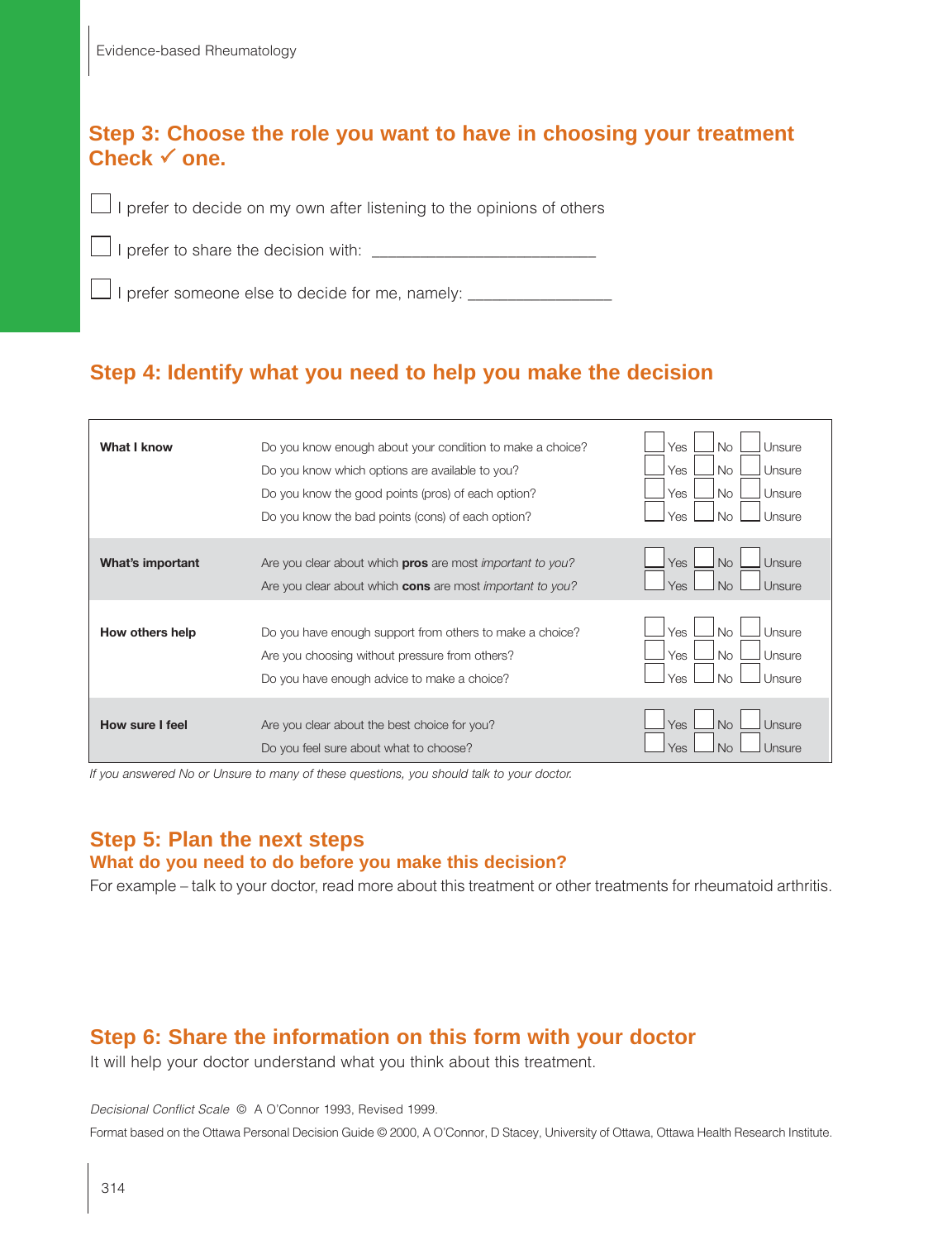## Step 3: Choose the role you want to have in choosing your treatment Check ✓ one.

☐ I prefer to decide on my own after listening to the opinions of others

☐ I prefer to share the decision with: ___________________________

☐ I prefer someone else to decide for me, namely: _________________

## Step 4: Identify what you need to help you make the decision

| | | |
|---|---|---|
| **What I know** | Do you know enough about your condition to make a choice? | ☐ Yes ☐ No ☐ Unsure |
| | Do you know which options are available to you? | ☐ Yes ☐ No ☐ Unsure |
| | Do you know the good points (pros) of each option? | ☐ Yes ☐ No ☐ Unsure |
| | Do you know the bad points (cons) of each option? | ☐ Yes ☐ No ☐ Unsure |
| **What's important** | Are you clear about which **pros** are most *important to you?* | ☐ Yes ☐ No ☐ Unsure |
| | Are you clear about which **cons** are most *important to you?* | ☐ Yes ☐ No ☐ Unsure |
| **How others help** | Do you have enough support from others to make a choice? | ☐ Yes ☐ No ☐ Unsure |
| | Are you choosing without pressure from others? | ☐ Yes ☐ No ☐ Unsure |
| | Do you have enough advice to make a choice? | ☐ Yes ☐ No ☐ Unsure |
| **How sure I feel** | Are you clear about the best choice for you? | ☐ Yes ☐ No ☐ Unsure |
| | Do you feel sure about what to choose? | ☐ Yes ☐ No ☐ Unsure |

*If you answered No or Unsure to many of these questions, you should talk to your doctor.*

## Step 5: Plan the next steps

### What do you need to do before you make this decision?

For example – talk to your doctor, read more about this treatment or other treatments for rheumatoid arthritis.

## Step 6: Share the information on this form with your doctor

It will help your doctor understand what you think about this treatment.

*Decisional Conflict Scale* © A O'Connor 1993, Revised 1999.

Format based on the Ottawa Personal Decision Guide © 2000, A O'Connor, D Stacey, University of Ottawa, Ottawa Health Research Institute.